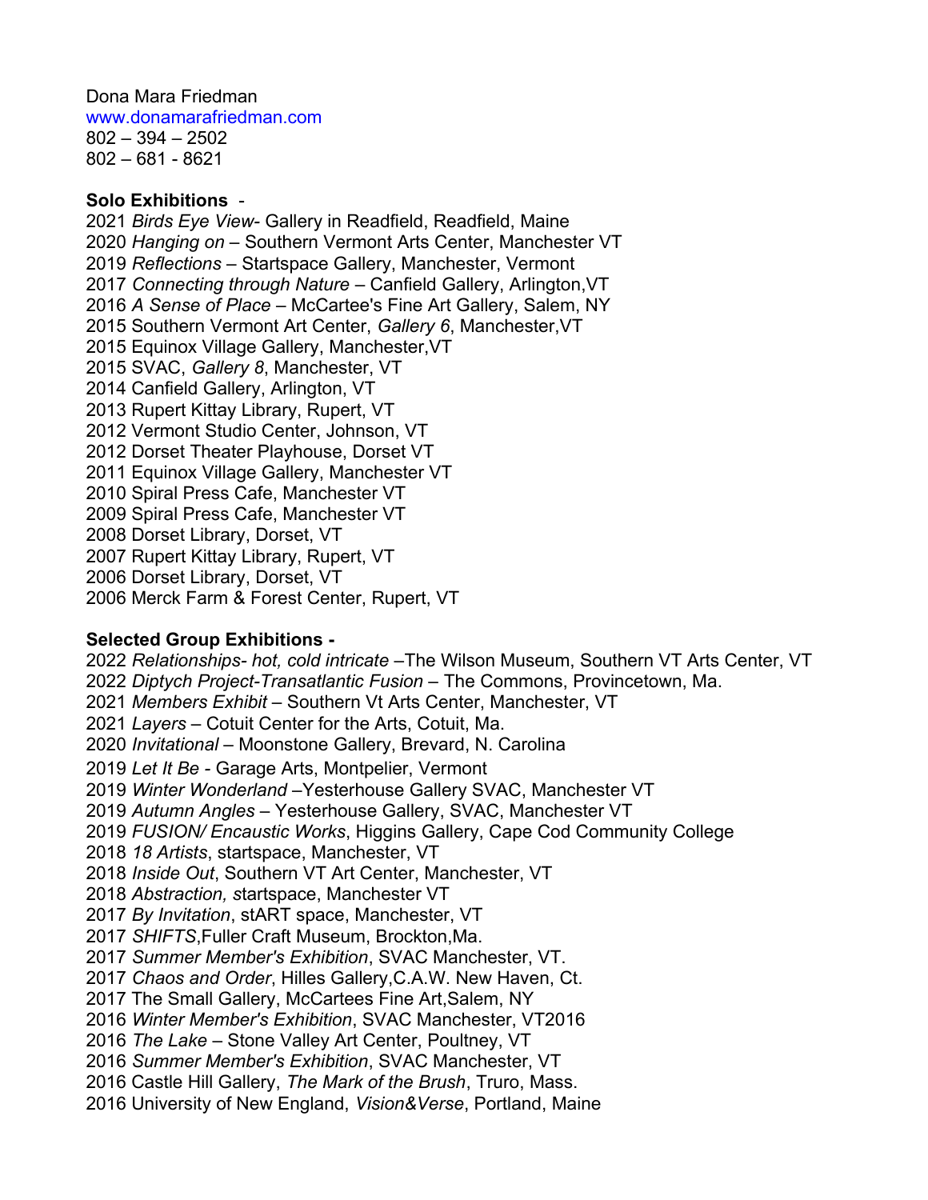Dona Mara Friedman
www.donamarafriedman.com
802 – 394 – 2502
802 – 681 - 8621

**Solo Exhibitions** -

2021 *Birds Eye View*- Gallery in Readfield, Readfield, Maine
2020 *Hanging on* – Southern Vermont Arts Center, Manchester VT
2019 *Reflections* – Startspace Gallery, Manchester, Vermont
2017 *Connecting through Nature* – Canfield Gallery, Arlington,VT
2016 *A Sense of Place* – McCartee's Fine Art Gallery, Salem, NY
2015 Southern Vermont Art Center, *Gallery 6*, Manchester,VT
2015 Equinox Village Gallery, Manchester,VT
2015 SVAC, *Gallery 8*, Manchester, VT
2014 Canfield Gallery, Arlington, VT
2013 Rupert Kittay Library, Rupert, VT
2012 Vermont Studio Center, Johnson, VT
2012 Dorset Theater Playhouse, Dorset VT
2011 Equinox Village Gallery, Manchester VT
2010 Spiral Press Cafe, Manchester VT
2009 Spiral Press Cafe, Manchester VT
2008 Dorset Library, Dorset, VT
2007 Rupert Kittay Library, Rupert, VT
2006 Dorset Library, Dorset, VT
2006 Merck Farm & Forest Center, Rupert, VT

**Selected Group Exhibitions -**

2022 *Relationships- hot, cold intricate* –The Wilson Museum, Southern VT Arts Center, VT
2022 *Diptych Project-Transatlantic Fusion* – The Commons, Provincetown, Ma.
2021 *Members Exhibit* – Southern Vt Arts Center, Manchester, VT
2021 *Layers* – Cotuit Center for the Arts, Cotuit, Ma.
2020 *Invitational* – Moonstone Gallery, Brevard, N. Carolina
2019 *Let It Be* - Garage Arts, Montpelier, Vermont
2019 *Winter Wonderland* –Yesterhouse Gallery SVAC, Manchester VT
2019 *Autumn Angles* – Yesterhouse Gallery, SVAC, Manchester VT
2019 *FUSION/ Encaustic Works*, Higgins Gallery, Cape Cod Community College
2018 *18 Artists*, startspace, Manchester, VT
2018 *Inside Out*, Southern VT Art Center, Manchester, VT
2018 *Abstraction, s*tartspace, Manchester VT
2017 *By Invitation*, stART space, Manchester, VT
2017 *SHIFTS*,Fuller Craft Museum, Brockton,Ma.
2017 *Summer Member's Exhibition*, SVAC Manchester, VT.
2017 *Chaos and Order*, Hilles Gallery,C.A.W. New Haven, Ct.
2017 The Small Gallery, McCartees Fine Art,Salem, NY
2016 *Winter Member's Exhibition*, SVAC Manchester, VT2016
2016 *The Lake* – Stone Valley Art Center, Poultney, VT
2016 *Summer Member's Exhibition*, SVAC Manchester, VT
2016 Castle Hill Gallery, *The Mark of the Brush*, Truro, Mass.
2016 University of New England, *Vision&Verse*, Portland, Maine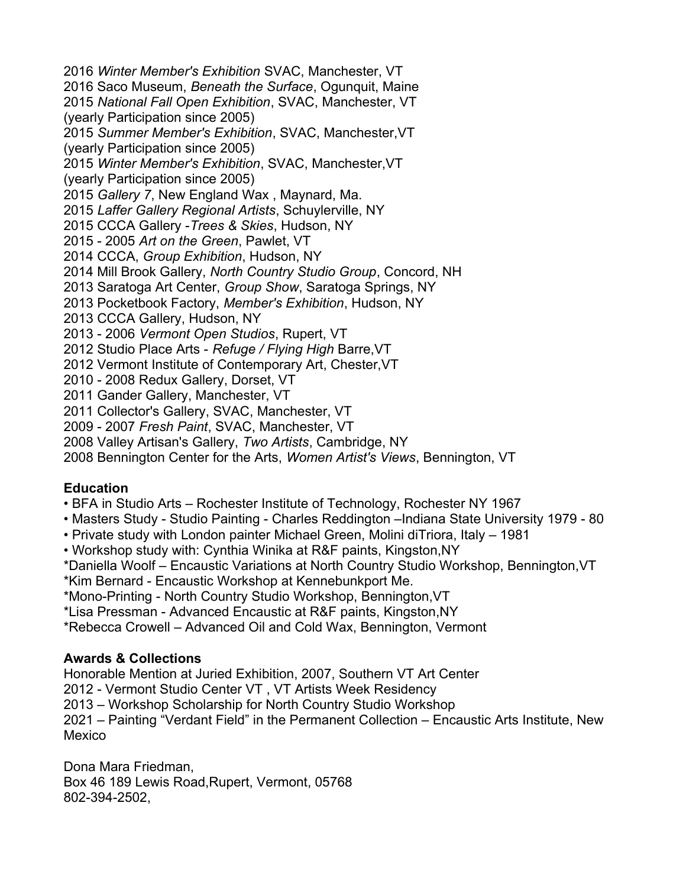2016 *Winter Member's Exhibition* SVAC, Manchester, VT
2016 Saco Museum, *Beneath the Surface*, Ogunquit, Maine
2015 *National Fall Open Exhibition*, SVAC, Manchester, VT
(yearly Participation since 2005)
2015 *Summer Member's Exhibition*, SVAC, Manchester,VT
(yearly Participation since 2005)
2015 *Winter Member's Exhibition*, SVAC, Manchester,VT
(yearly Participation since 2005)
2015 *Gallery 7*, New England Wax , Maynard, Ma.
2015 *Laffer Gallery Regional Artists*, Schuylerville, NY
2015 CCCA Gallery -*Trees & Skies*, Hudson, NY
2015 - 2005 *Art on the Green*, Pawlet, VT
2014 CCCA, *Group Exhibition*, Hudson, NY
2014 Mill Brook Gallery, *North Country Studio Group*, Concord, NH
2013 Saratoga Art Center, *Group Show*, Saratoga Springs, NY
2013 Pocketbook Factory, *Member's Exhibition*, Hudson, NY
2013 CCCA Gallery, Hudson, NY
2013 - 2006 *Vermont Open Studios*, Rupert, VT
2012 Studio Place Arts - *Refuge / Flying High* Barre,VT
2012 Vermont Institute of Contemporary Art, Chester,VT
2010 - 2008 Redux Gallery, Dorset, VT
2011 Gander Gallery, Manchester, VT
2011 Collector's Gallery, SVAC, Manchester, VT
2009 - 2007 *Fresh Paint*, SVAC, Manchester, VT
2008 Valley Artisan's Gallery, *Two Artists*, Cambridge, NY
2008 Bennington Center for the Arts, *Women Artist's Views*, Bennington, VT

**Education**

• BFA in Studio Arts – Rochester Institute of Technology, Rochester NY 1967
• Masters Study - Studio Painting - Charles Reddington –Indiana State University 1979 - 80
• Private study with London painter Michael Green, Molini diTriora, Italy – 1981
• Workshop study with: Cynthia Winika at R&F paints, Kingston,NY
*Daniella Woolf – Encaustic Variations at North Country Studio Workshop, Bennington,VT
*Kim Bernard - Encaustic Workshop at Kennebunkport Me.
*Mono-Printing - North Country Studio Workshop, Bennington,VT
*Lisa Pressman - Advanced Encaustic at R&F paints, Kingston,NY
*Rebecca Crowell – Advanced Oil and Cold Wax, Bennington, Vermont

**Awards & Collections**

Honorable Mention at Juried Exhibition, 2007, Southern VT Art Center
2012 - Vermont Studio Center VT , VT Artists Week Residency
2013 – Workshop Scholarship for North Country Studio Workshop
2021 – Painting "Verdant Field" in the Permanent Collection – Encaustic Arts Institute, New Mexico

Dona Mara Friedman,
Box 46 189 Lewis Road,Rupert, Vermont, 05768
802-394-2502,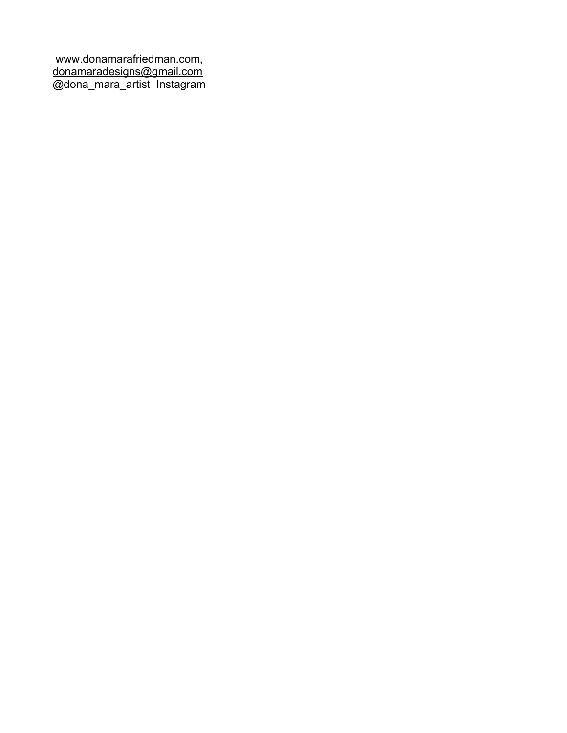www.donamarafriedman.com,
donamaradesigns@gmail.com
@dona_mara_artist Instagram